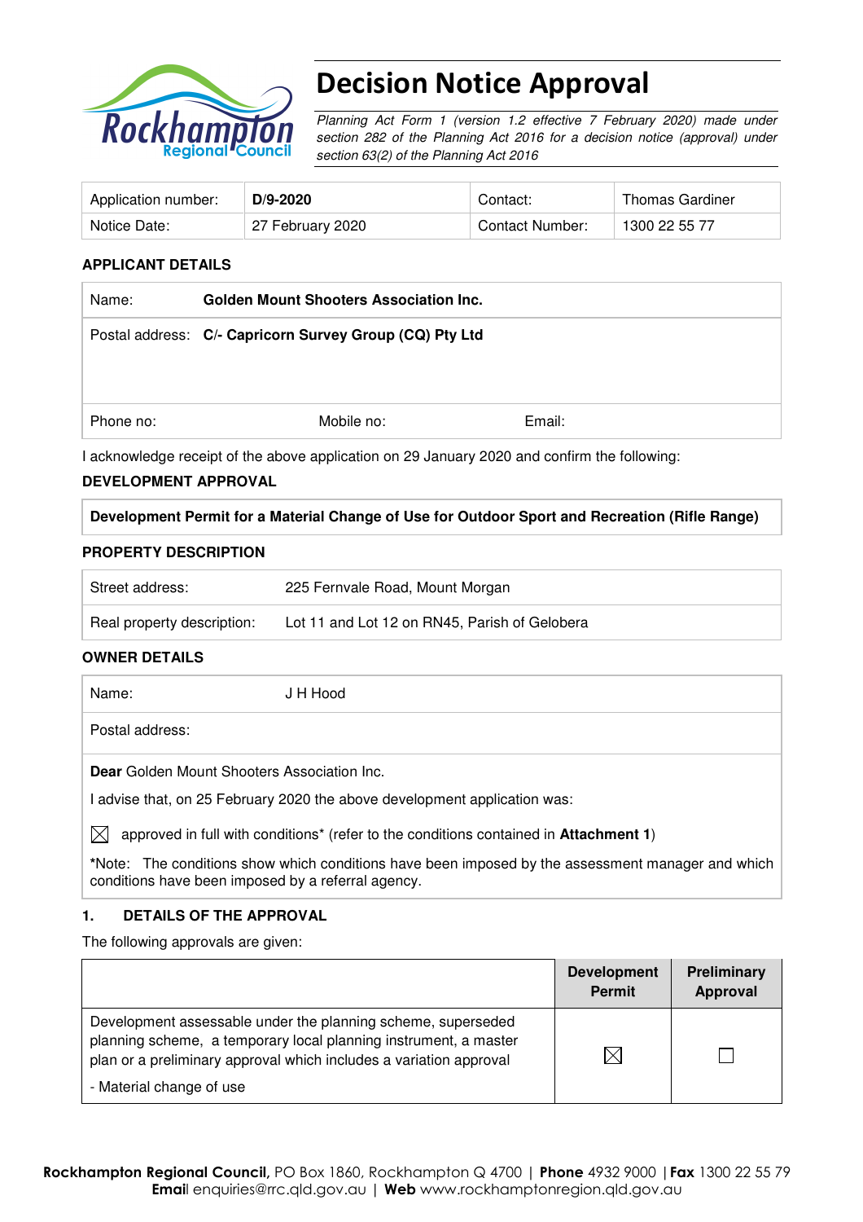# Decision Notice Approval

*Planning Act Form 1 (version 1.2 effective 7 February 2020) made under section 282 of the Planning Act 2016 for a decision notice (approval) under section 63(2) of the Planning Act 2016*

| Application number: | **D/9-2020** | Contact: | Thomas Gardiner |
|---|---|---|---|
| Notice Date: | 27 February 2020 | Contact Number: | 1300 22 55 77 |

## APPLICANT DETAILS

| Name: | **Golden Mount Shooters Association Inc.** | |
|---|---|---|
| Postal address: | **C/- Capricorn Survey Group (CQ) Pty Ltd** | |
| Phone no: | Mobile no: | Email: |

I acknowledge receipt of the above application on 29 January 2020 and confirm the following:

## DEVELOPMENT APPROVAL

| **Development Permit for a Material Change of Use for Outdoor Sport and Recreation (Rifle Range)** |
|---|

## PROPERTY DESCRIPTION

| Street address: | 225 Fernvale Road, Mount Morgan |
|---|---|
| Real property description: | Lot 11 and Lot 12 on RN45, Parish of Gelobera |

## OWNER DETAILS

| Name: | J H Hood |
|---|---|
| Postal address: | |

**Dear** Golden Mount Shooters Association Inc.

I advise that, on 25 February 2020 the above development application was:

☒ approved in full with conditions* (refer to the conditions contained in **Attachment 1**)

*Note: The conditions show which conditions have been imposed by the assessment manager and which conditions have been imposed by a referral agency.

## 1. DETAILS OF THE APPROVAL

The following approvals are given:

| | **Development Permit** | **Preliminary Approval** |
|---|---|---|
| Development assessable under the planning scheme, superseded planning scheme, a temporary local planning instrument, a master plan or a preliminary approval which includes a variation approval<br>- Material change of use | ☒ | ☐ |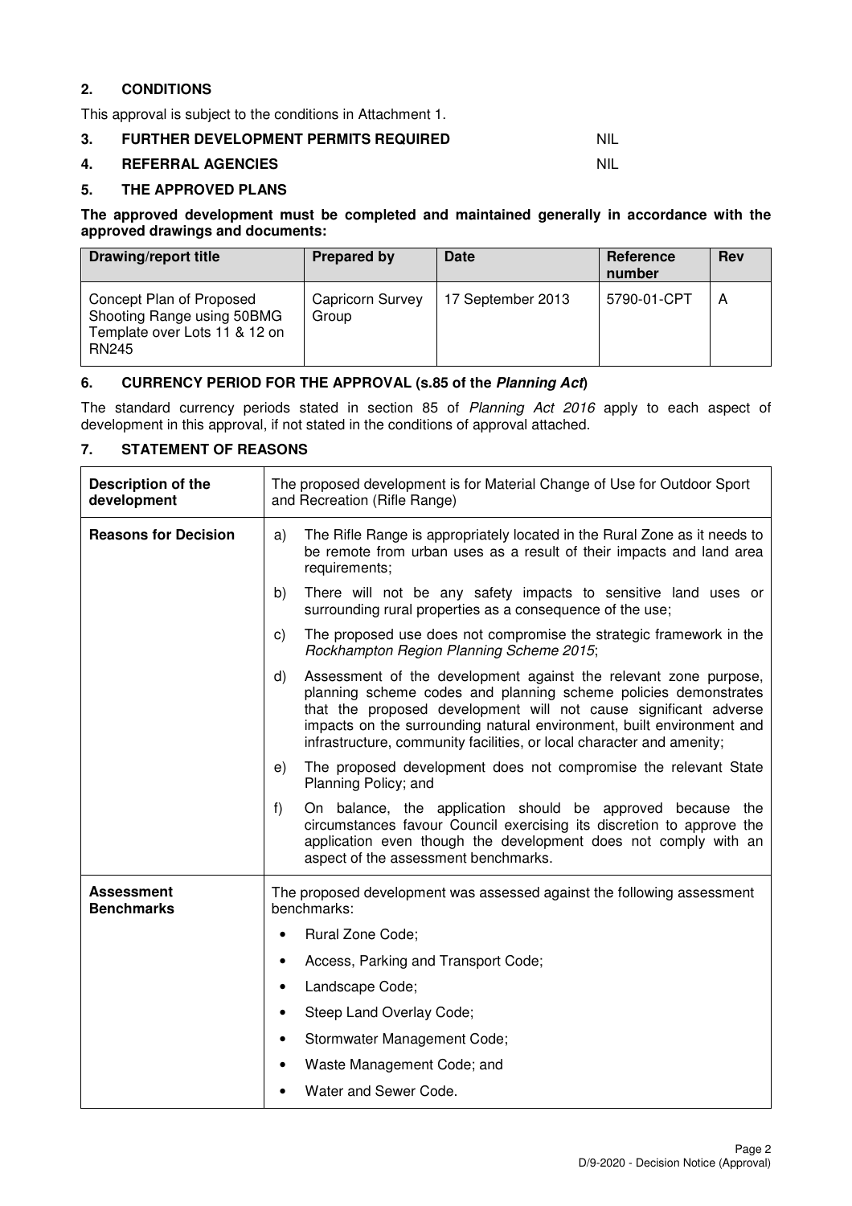## 2. CONDITIONS

This approval is subject to the conditions in Attachment 1.

## 3. FURTHER DEVELOPMENT PERMITS REQUIRED NIL

## 4. REFERRAL AGENCIES NIL

## 5. THE APPROVED PLANS

**The approved development must be completed and maintained generally in accordance with the approved drawings and documents:**

| Drawing/report title | Prepared by | Date | Reference number | Rev |
|---|---|---|---|---|
| Concept Plan of Proposed Shooting Range using 50BMG Template over Lots 11 & 12 on RN245 | Capricorn Survey Group | 17 September 2013 | 5790-01-CPT | A |

## 6. CURRENCY PERIOD FOR THE APPROVAL (s.85 of the *Planning Act*)

The standard currency periods stated in section 85 of *Planning Act 2016* apply to each aspect of development in this approval, if not stated in the conditions of approval attached.

## 7. STATEMENT OF REASONS

| **Description of the development** | The proposed development is for Material Change of Use for Outdoor Sport and Recreation (Rifle Range) |
|---|---|
| **Reasons for Decision** | a) The Rifle Range is appropriately located in the Rural Zone as it needs to be remote from urban uses as a result of their impacts and land area requirements;<br>b) There will not be any safety impacts to sensitive land uses or surrounding rural properties as a consequence of the use;<br>c) The proposed use does not compromise the strategic framework in the *Rockhampton Region Planning Scheme 2015*;<br>d) Assessment of the development against the relevant zone purpose, planning scheme codes and planning scheme policies demonstrates that the proposed development will not cause significant adverse impacts on the surrounding natural environment, built environment and infrastructure, community facilities, or local character and amenity;<br>e) The proposed development does not compromise the relevant State Planning Policy; and<br>f) On balance, the application should be approved because the circumstances favour Council exercising its discretion to approve the application even though the development does not comply with an aspect of the assessment benchmarks. |
| **Assessment Benchmarks** | The proposed development was assessed against the following assessment benchmarks:<br>• Rural Zone Code;<br>• Access, Parking and Transport Code;<br>• Landscape Code;<br>• Steep Land Overlay Code;<br>• Stormwater Management Code;<br>• Waste Management Code; and<br>• Water and Sewer Code. |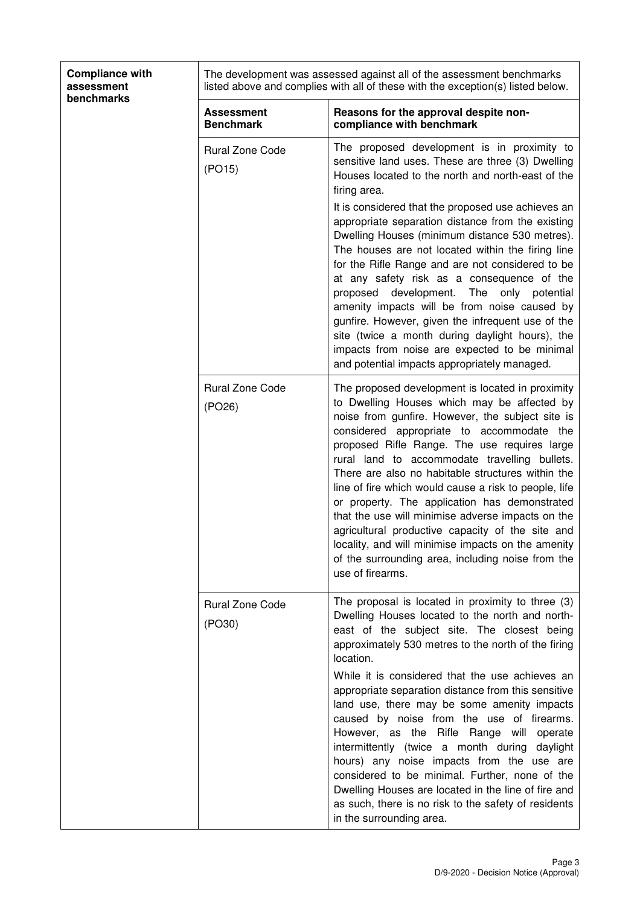| **Compliance with assessment benchmarks** | The development was assessed against all of the assessment benchmarks listed above and complies with all of these with the exception(s) listed below. | |
|---|---|---|
| | **Assessment Benchmark** | **Reasons for the approval despite non-compliance with benchmark** |
| | Rural Zone Code (PO15) | The proposed development is in proximity to sensitive land uses. These are three (3) Dwelling Houses located to the north and north-east of the firing area.<br><br>It is considered that the proposed use achieves an appropriate separation distance from the existing Dwelling Houses (minimum distance 530 metres). The houses are not located within the firing line for the Rifle Range and are not considered to be at any safety risk as a consequence of the proposed development. The only potential amenity impacts will be from noise caused by gunfire. However, given the infrequent use of the site (twice a month during daylight hours), the impacts from noise are expected to be minimal and potential impacts appropriately managed. |
| | Rural Zone Code (PO26) | The proposed development is located in proximity to Dwelling Houses which may be affected by noise from gunfire. However, the subject site is considered appropriate to accommodate the proposed Rifle Range. The use requires large rural land to accommodate travelling bullets. There are also no habitable structures within the line of fire which would cause a risk to people, life or property. The application has demonstrated that the use will minimise adverse impacts on the agricultural productive capacity of the site and locality, and will minimise impacts on the amenity of the surrounding area, including noise from the use of firearms. |
| | Rural Zone Code (PO30) | The proposal is located in proximity to three (3) Dwelling Houses located to the north and north-east of the subject site. The closest being approximately 530 metres to the north of the firing location.<br><br>While it is considered that the use achieves an appropriate separation distance from this sensitive land use, there may be some amenity impacts caused by noise from the use of firearms. However, as the Rifle Range will operate intermittently (twice a month during daylight hours) any noise impacts from the use are considered to be minimal. Further, none of the Dwelling Houses are located in the line of fire and as such, there is no risk to the safety of residents in the surrounding area. |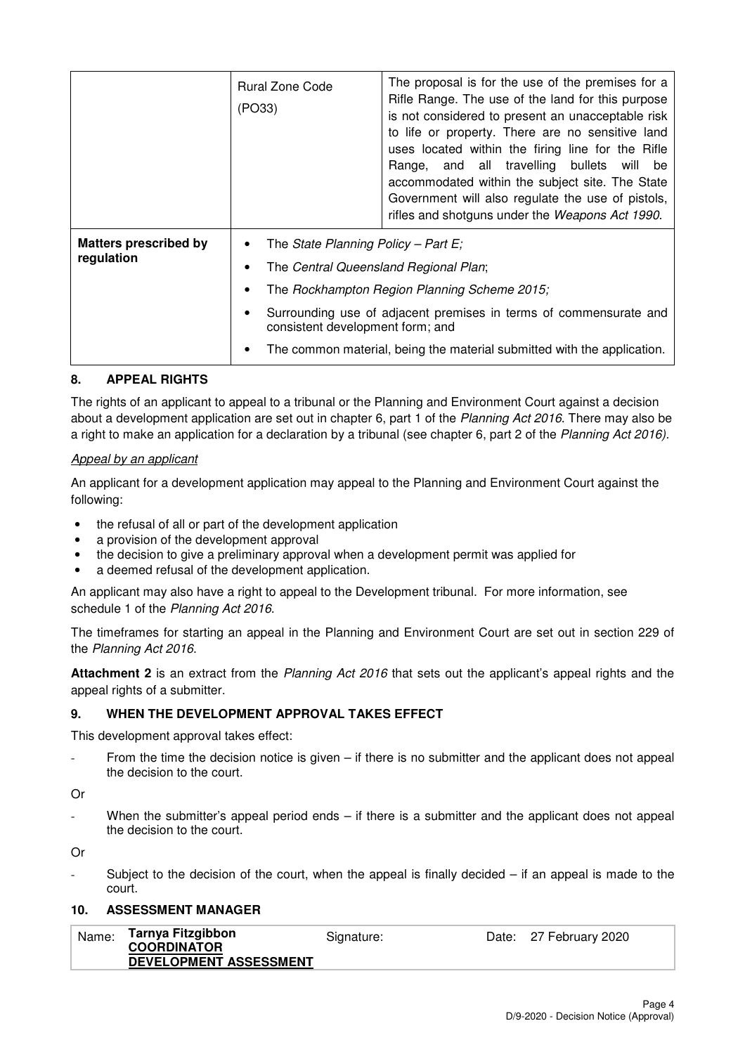| | | |
|---|---|---|
| | Rural Zone Code (PO33) | The proposal is for the use of the premises for a Rifle Range. The use of the land for this purpose is not considered to present an unacceptable risk to life or property. There are no sensitive land uses located within the firing line for the Rifle Range, and all travelling bullets will be accommodated within the subject site. The State Government will also regulate the use of pistols, rifles and shotguns under the *Weapons Act 1990*. |
| **Matters prescribed by regulation** | • The *State Planning Policy – Part E;*<br>• The *Central Queensland Regional Plan*;<br>• The *Rockhampton Region Planning Scheme 2015;*<br>• Surrounding use of adjacent premises in terms of commensurate and consistent development form; and<br>• The common material, being the material submitted with the application. | |

## 8. APPEAL RIGHTS

The rights of an applicant to appeal to a tribunal or the Planning and Environment Court against a decision about a development application are set out in chapter 6, part 1 of the *Planning Act 2016*. There may also be a right to make an application for a declaration by a tribunal (see chapter 6, part 2 of the *Planning Act 2016).*

*Appeal by an applicant*

An applicant for a development application may appeal to the Planning and Environment Court against the following:

- the refusal of all or part of the development application
- a provision of the development approval
- the decision to give a preliminary approval when a development permit was applied for
- a deemed refusal of the development application.

An applicant may also have a right to appeal to the Development tribunal. For more information, see schedule 1 of the *Planning Act 2016*.

The timeframes for starting an appeal in the Planning and Environment Court are set out in section 229 of the *Planning Act 2016*.

**Attachment 2** is an extract from the *Planning Act 2016* that sets out the applicant's appeal rights and the appeal rights of a submitter.

## 9. WHEN THE DEVELOPMENT APPROVAL TAKES EFFECT

This development approval takes effect:

- From the time the decision notice is given – if there is no submitter and the applicant does not appeal the decision to the court.

Or

- When the submitter's appeal period ends – if there is a submitter and the applicant does not appeal the decision to the court.

Or

- Subject to the decision of the court, when the appeal is finally decided – if an appeal is made to the court.

## 10. ASSESSMENT MANAGER

| Name: **Tarnya Fitzgibbon** <br>**COORDINATOR DEVELOPMENT ASSESSMENT** | Signature: | Date: 27 February 2020 |
|---|---|---|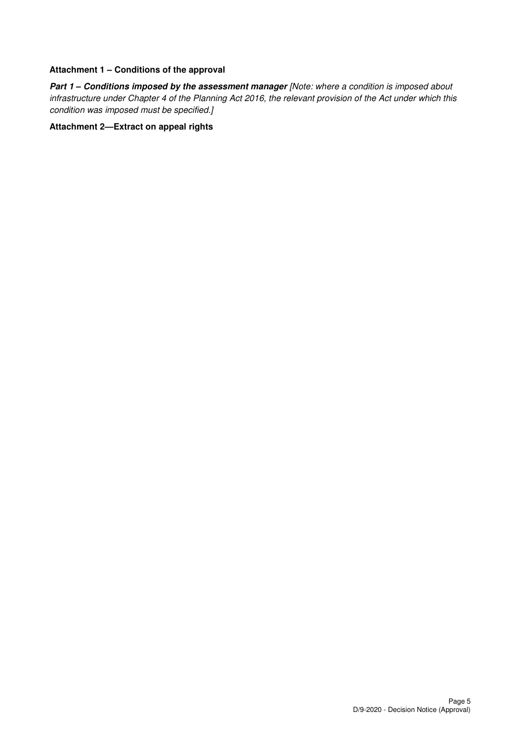**Attachment 1 – Conditions of the approval**

***Part 1 – Conditions imposed by the assessment manager*** *[Note: where a condition is imposed about infrastructure under Chapter 4 of the Planning Act 2016, the relevant provision of the Act under which this condition was imposed must be specified.]*

**Attachment 2—Extract on appeal rights**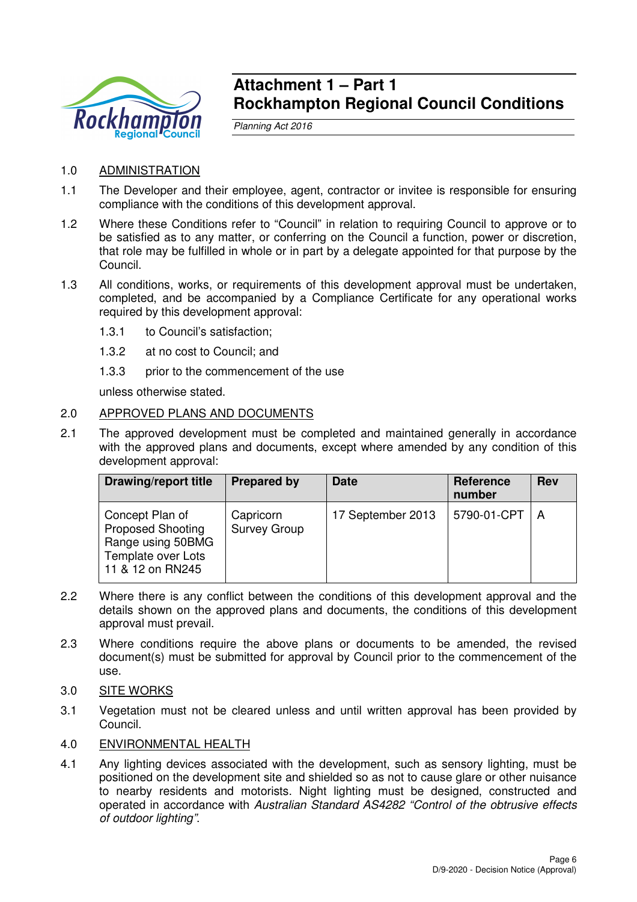# Attachment 1 – Part 1
# Rockhampton Regional Council Conditions

*Planning Act 2016*

1.0 ADMINISTRATION

1.1 The Developer and their employee, agent, contractor or invitee is responsible for ensuring compliance with the conditions of this development approval.

1.2 Where these Conditions refer to "Council" in relation to requiring Council to approve or to be satisfied as to any matter, or conferring on the Council a function, power or discretion, that role may be fulfilled in whole or in part by a delegate appointed for that purpose by the Council.

1.3 All conditions, works, or requirements of this development approval must be undertaken, completed, and be accompanied by a Compliance Certificate for any operational works required by this development approval:

1.3.1 to Council's satisfaction;

1.3.2 at no cost to Council; and

1.3.3 prior to the commencement of the use

unless otherwise stated.

2.0 APPROVED PLANS AND DOCUMENTS

2.1 The approved development must be completed and maintained generally in accordance with the approved plans and documents, except where amended by any condition of this development approval:

| Drawing/report title | Prepared by | Date | Reference number | Rev |
|---|---|---|---|---|
| Concept Plan of Proposed Shooting Range using 50BMG Template over Lots 11 & 12 on RN245 | Capricorn Survey Group | 17 September 2013 | 5790-01-CPT | A |

2.2 Where there is any conflict between the conditions of this development approval and the details shown on the approved plans and documents, the conditions of this development approval must prevail.

2.3 Where conditions require the above plans or documents to be amended, the revised document(s) must be submitted for approval by Council prior to the commencement of the use.

3.0 SITE WORKS

3.1 Vegetation must not be cleared unless and until written approval has been provided by Council.

4.0 ENVIRONMENTAL HEALTH

4.1 Any lighting devices associated with the development, such as sensory lighting, must be positioned on the development site and shielded so as not to cause glare or other nuisance to nearby residents and motorists. Night lighting must be designed, constructed and operated in accordance with *Australian Standard AS4282 "Control of the obtrusive effects of outdoor lighting"*.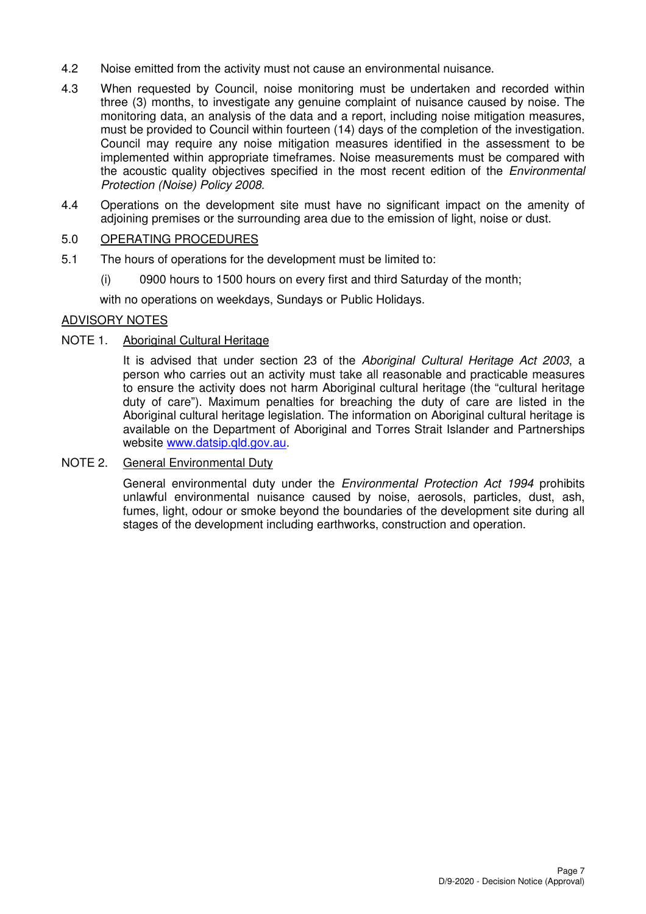4.2 Noise emitted from the activity must not cause an environmental nuisance.

4.3 When requested by Council, noise monitoring must be undertaken and recorded within three (3) months, to investigate any genuine complaint of nuisance caused by noise. The monitoring data, an analysis of the data and a report, including noise mitigation measures, must be provided to Council within fourteen (14) days of the completion of the investigation. Council may require any noise mitigation measures identified in the assessment to be implemented within appropriate timeframes. Noise measurements must be compared with the acoustic quality objectives specified in the most recent edition of the *Environmental Protection (Noise) Policy 2008*.

4.4 Operations on the development site must have no significant impact on the amenity of adjoining premises or the surrounding area due to the emission of light, noise or dust.

5.0 <u>OPERATING PROCEDURES</u>

5.1 The hours of operations for the development must be limited to:

(i) 0900 hours to 1500 hours on every first and third Saturday of the month;

with no operations on weekdays, Sundays or Public Holidays.

<u>ADVISORY NOTES</u>

NOTE 1. <u>Aboriginal Cultural Heritage</u>

It is advised that under section 23 of the *Aboriginal Cultural Heritage Act 2003*, a person who carries out an activity must take all reasonable and practicable measures to ensure the activity does not harm Aboriginal cultural heritage (the "cultural heritage duty of care"). Maximum penalties for breaching the duty of care are listed in the Aboriginal cultural heritage legislation. The information on Aboriginal cultural heritage is available on the Department of Aboriginal and Torres Strait Islander and Partnerships website www.datsip.qld.gov.au.

NOTE 2. <u>General Environmental Duty</u>

General environmental duty under the *Environmental Protection Act 1994* prohibits unlawful environmental nuisance caused by noise, aerosols, particles, dust, ash, fumes, light, odour or smoke beyond the boundaries of the development site during all stages of the development including earthworks, construction and operation.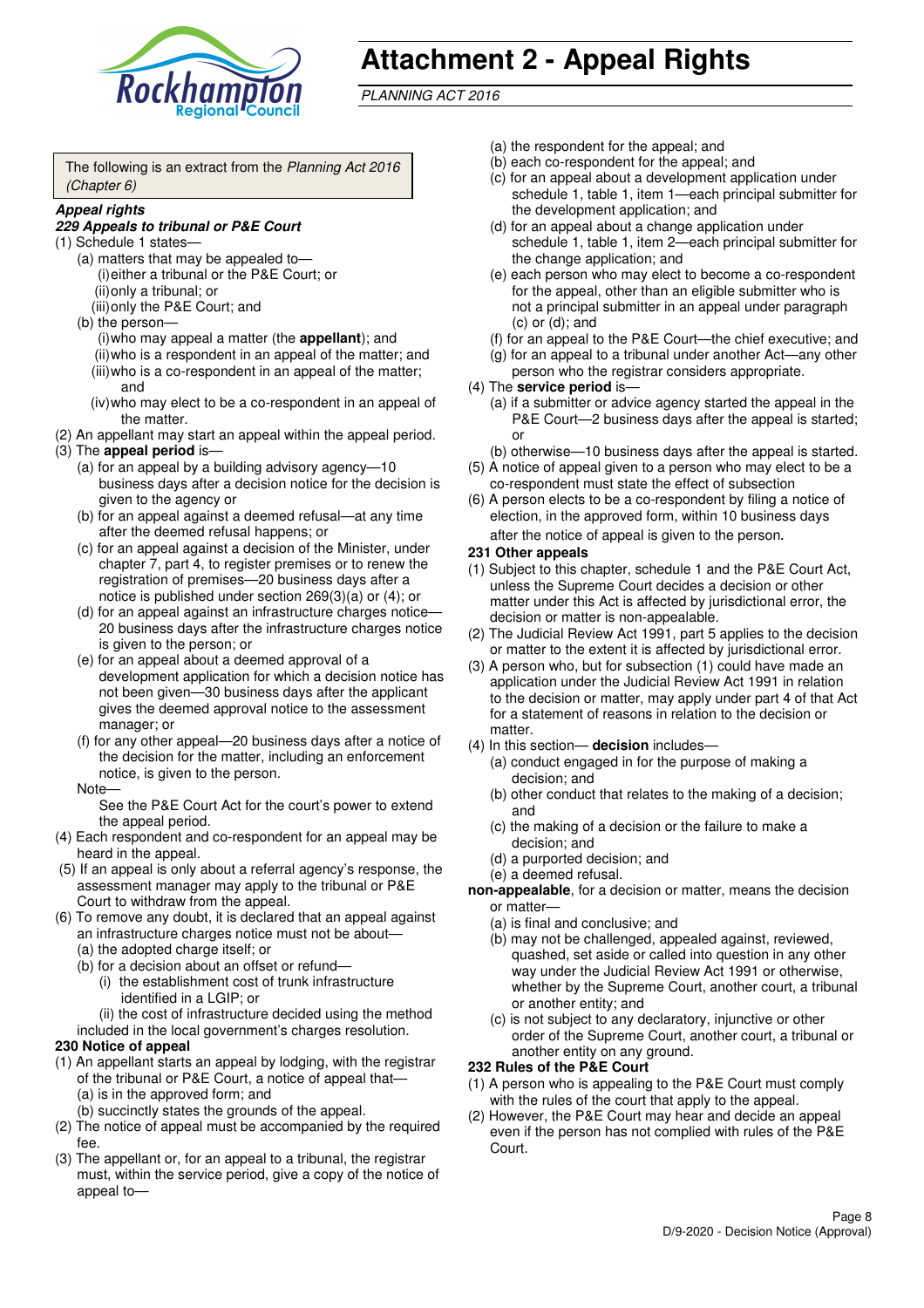# Attachment 2 - Appeal Rights

*PLANNING ACT 2016*

The following is an extract from the *Planning Act 2016 (Chapter 6)*

***Appeal rights***

***229 Appeals to tribunal or P&E Court***

(1) Schedule 1 states—
   - (a) matters that may be appealed to—
     - (i) either a tribunal or the P&E Court; or
     - (ii) only a tribunal; or
     - (iii) only the P&E Court; and
   - (b) the person—
     - (i) who may appeal a matter (the **appellant**); and
     - (ii) who is a respondent in an appeal of the matter; and
     - (iii) who is a co-respondent in an appeal of the matter; and
     - (iv) who may elect to be a co-respondent in an appeal of the matter.

(2) An appellant may start an appeal within the appeal period.

(3) The **appeal period** is—
   - (a) for an appeal by a building advisory agency—10 business days after a decision notice for the decision is given to the agency or
   - (b) for an appeal against a deemed refusal—at any time after the deemed refusal happens; or
   - (c) for an appeal against a decision of the Minister, under chapter 7, part 4, to register premises or to renew the registration of premises—20 business days after a notice is published under section 269(3)(a) or (4); or
   - (d) for an appeal against an infrastructure charges notice—20 business days after the infrastructure charges notice is given to the person; or
   - (e) for an appeal about a deemed approval of a development application for which a decision notice has not been given—30 business days after the applicant gives the deemed approval notice to the assessment manager; or
   - (f) for any other appeal—20 business days after a notice of the decision for the matter, including an enforcement notice, is given to the person.

   Note—

   See the P&E Court Act for the court's power to extend the appeal period.

(4) Each respondent and co-respondent for an appeal may be heard in the appeal.

(5) If an appeal is only about a referral agency's response, the assessment manager may apply to the tribunal or P&E Court to withdraw from the appeal.

(6) To remove any doubt, it is declared that an appeal against an infrastructure charges notice must not be about—
   - (a) the adopted charge itself; or
   - (b) for a decision about an offset or refund—
     - (i) the establishment cost of trunk infrastructure identified in a LGIP; or
     - (ii) the cost of infrastructure decided using the method included in the local government's charges resolution.

**230 Notice of appeal**

(1) An appellant starts an appeal by lodging, with the registrar of the tribunal or P&E Court, a notice of appeal that—
   - (a) is in the approved form; and
   - (b) succinctly states the grounds of the appeal.

(2) The notice of appeal must be accompanied by the required fee.

(3) The appellant or, for an appeal to a tribunal, the registrar must, within the service period, give a copy of the notice of appeal to—
   - (a) the respondent for the appeal; and
   - (b) each co-respondent for the appeal; and
   - (c) for an appeal about a development application under schedule 1, table 1, item 1—each principal submitter for the development application; and
   - (d) for an appeal about a change application under schedule 1, table 1, item 2—each principal submitter for the change application; and
   - (e) each person who may elect to become a co-respondent for the appeal, other than an eligible submitter who is not a principal submitter in an appeal under paragraph (c) or (d); and
   - (f) for an appeal to the P&E Court—the chief executive; and
   - (g) for an appeal to a tribunal under another Act—any other person who the registrar considers appropriate.

(4) The **service period** is—
   - (a) if a submitter or advice agency started the appeal in the P&E Court—2 business days after the appeal is started; or
   - (b) otherwise—10 business days after the appeal is started.

(5) A notice of appeal given to a person who may elect to be a co-respondent must state the effect of subsection

(6) A person elects to be a co-respondent by filing a notice of election, in the approved form, within 10 business days after the notice of appeal is given to the person.

**231 Other appeals**

(1) Subject to this chapter, schedule 1 and the P&E Court Act, unless the Supreme Court decides a decision or other matter under this Act is affected by jurisdictional error, the decision or matter is non-appealable.

(2) The Judicial Review Act 1991, part 5 applies to the decision or matter to the extent it is affected by jurisdictional error.

(3) A person who, but for subsection (1) could have made an application under the Judicial Review Act 1991 in relation to the decision or matter, may apply under part 4 of that Act for a statement of reasons in relation to the decision or matter.

(4) In this section— **decision** includes—
   - (a) conduct engaged in for the purpose of making a decision; and
   - (b) other conduct that relates to the making of a decision; and
   - (c) the making of a decision or the failure to make a decision; and
   - (d) a purported decision; and
   - (e) a deemed refusal.

**non-appealable**, for a decision or matter, means the decision or matter—
   - (a) is final and conclusive; and
   - (b) may not be challenged, appealed against, reviewed, quashed, set aside or called into question in any other way under the Judicial Review Act 1991 or otherwise, whether by the Supreme Court, another court, a tribunal or another entity; and
   - (c) is not subject to any declaratory, injunctive or other order of the Supreme Court, another court, a tribunal or another entity on any ground.

**232 Rules of the P&E Court**

(1) A person who is appealing to the P&E Court must comply with the rules of the court that apply to the appeal.

(2) However, the P&E Court may hear and decide an appeal even if the person has not complied with rules of the P&E Court.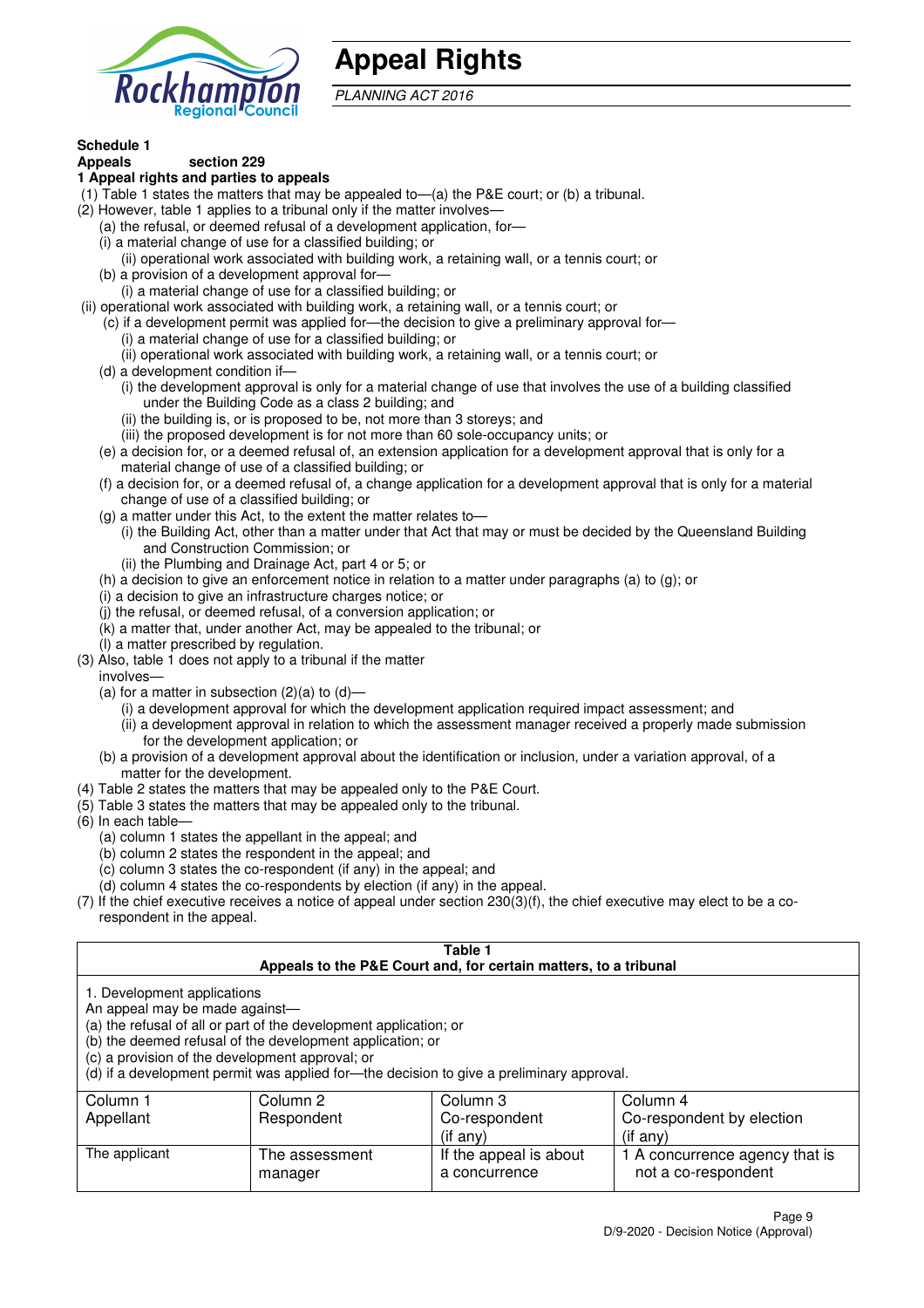# Appeal Rights

*PLANNING ACT 2016*

**Schedule 1**
**Appeals section 229**
**1 Appeal rights and parties to appeals**

(1) Table 1 states the matters that may be appealed to—(a) the P&E court; or (b) a tribunal.
(2) However, table 1 applies to a tribunal only if the matter involves—
  (a) the refusal, or deemed refusal of a development application, for—
  (i) a material change of use for a classified building; or
    (ii) operational work associated with building work, a retaining wall, or a tennis court; or
  (b) a provision of a development approval for—
    (i) a material change of use for a classified building; or
 (ii) operational work associated with building work, a retaining wall, or a tennis court; or
  (c) if a development permit was applied for—the decision to give a preliminary approval for—
    (i) a material change of use for a classified building; or
    (ii) operational work associated with building work, a retaining wall, or a tennis court; or
  (d) a development condition if—
    (i) the development approval is only for a material change of use that involves the use of a building classified under the Building Code as a class 2 building; and
    (ii) the building is, or is proposed to be, not more than 3 storeys; and
    (iii) the proposed development is for not more than 60 sole-occupancy units; or
  (e) a decision for, or a deemed refusal of, an extension application for a development approval that is only for a material change of use of a classified building; or
  (f) a decision for, or a deemed refusal of, a change application for a development approval that is only for a material change of use of a classified building; or
  (g) a matter under this Act, to the extent the matter relates to—
    (i) the Building Act, other than a matter under that Act that may or must be decided by the Queensland Building and Construction Commission; or
    (ii) the Plumbing and Drainage Act, part 4 or 5; or
  (h) a decision to give an enforcement notice in relation to a matter under paragraphs (a) to (g); or
  (i) a decision to give an infrastructure charges notice; or
  (j) the refusal, or deemed refusal, of a conversion application; or
  (k) a matter that, under another Act, may be appealed to the tribunal; or
  (l) a matter prescribed by regulation.
(3) Also, table 1 does not apply to a tribunal if the matter involves—
  (a) for a matter in subsection (2)(a) to (d)—
    (i) a development approval for which the development application required impact assessment; and
    (ii) a development approval in relation to which the assessment manager received a properly made submission for the development application; or
  (b) a provision of a development approval about the identification or inclusion, under a variation approval, of a matter for the development.
(4) Table 2 states the matters that may be appealed only to the P&E Court.
(5) Table 3 states the matters that may be appealed only to the tribunal.
(6) In each table—
  (a) column 1 states the appellant in the appeal; and
  (b) column 2 states the respondent in the appeal; and
  (c) column 3 states the co-respondent (if any) in the appeal; and
  (d) column 4 states the co-respondents by election (if any) in the appeal.
(7) If the chief executive receives a notice of appeal under section 230(3)(f), the chief executive may elect to be a co-respondent in the appeal.

**Table 1**
**Appeals to the P&E Court and, for certain matters, to a tribunal**

1. Development applications
An appeal may be made against—
(a) the refusal of all or part of the development application; or
(b) the deemed refusal of the development application; or
(c) a provision of the development approval; or
(d) if a development permit was applied for—the decision to give a preliminary approval.

| Column 1<br>Appellant | Column 2<br>Respondent | Column 3<br>Co-respondent<br>(if any) | Column 4<br>Co-respondent by election<br>(if any) |
|---|---|---|---|
| The applicant | The assessment manager | If the appeal is about a concurrence | 1 A concurrence agency that is not a co-respondent |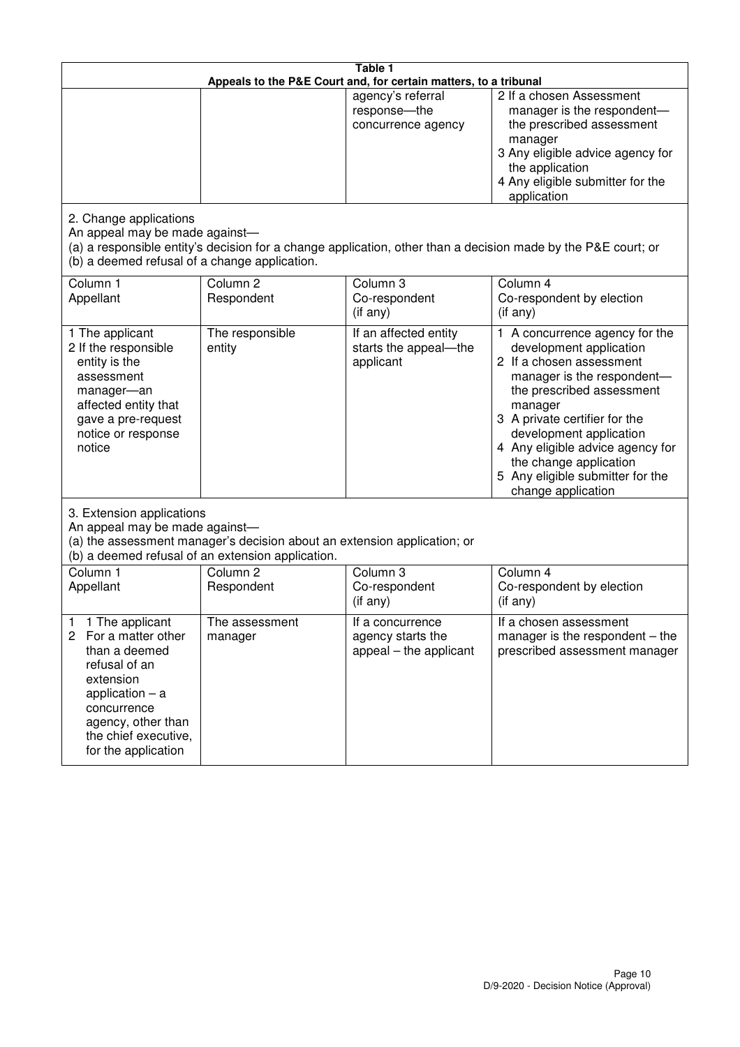**Table 1**
**Appeals to the P&E Court and, for certain matters, to a tribunal**

| | | | |
|---|---|---|---|
| | | agency's referral response—the concurrence agency | 2 If a chosen Assessment manager is the respondent—the prescribed assessment manager<br>3 Any eligible advice agency for the application<br>4 Any eligible submitter for the application |

2. Change applications

An appeal may be made against—

(a) a responsible entity's decision for a change application, other than a decision made by the P&E court; or

(b) a deemed refusal of a change application.

| Column 1<br>Appellant | Column 2<br>Respondent | Column 3<br>Co-respondent<br>(if any) | Column 4<br>Co-respondent by election<br>(if any) |
|---|---|---|---|
| 1 The applicant<br>2 If the responsible entity is the assessment manager—an affected entity that gave a pre-request notice or response notice | The responsible entity | If an affected entity starts the appeal—the applicant | 1 A concurrence agency for the development application<br>2 If a chosen assessment manager is the respondent—the prescribed assessment manager<br>3 A private certifier for the development application<br>4 Any eligible advice agency for the change application<br>5 Any eligible submitter for the change application |

3. Extension applications

An appeal may be made against—

(a) the assessment manager's decision about an extension application; or

(b) a deemed refusal of an extension application.

| Column 1<br>Appellant | Column 2<br>Respondent | Column 3<br>Co-respondent<br>(if any) | Column 4<br>Co-respondent by election<br>(if any) |
|---|---|---|---|
| 1 1 The applicant<br>2 For a matter other than a deemed refusal of an extension application – a concurrence agency, other than the chief executive, for the application | The assessment manager | If a concurrence agency starts the appeal – the applicant | If a chosen assessment manager is the respondent – the prescribed assessment manager |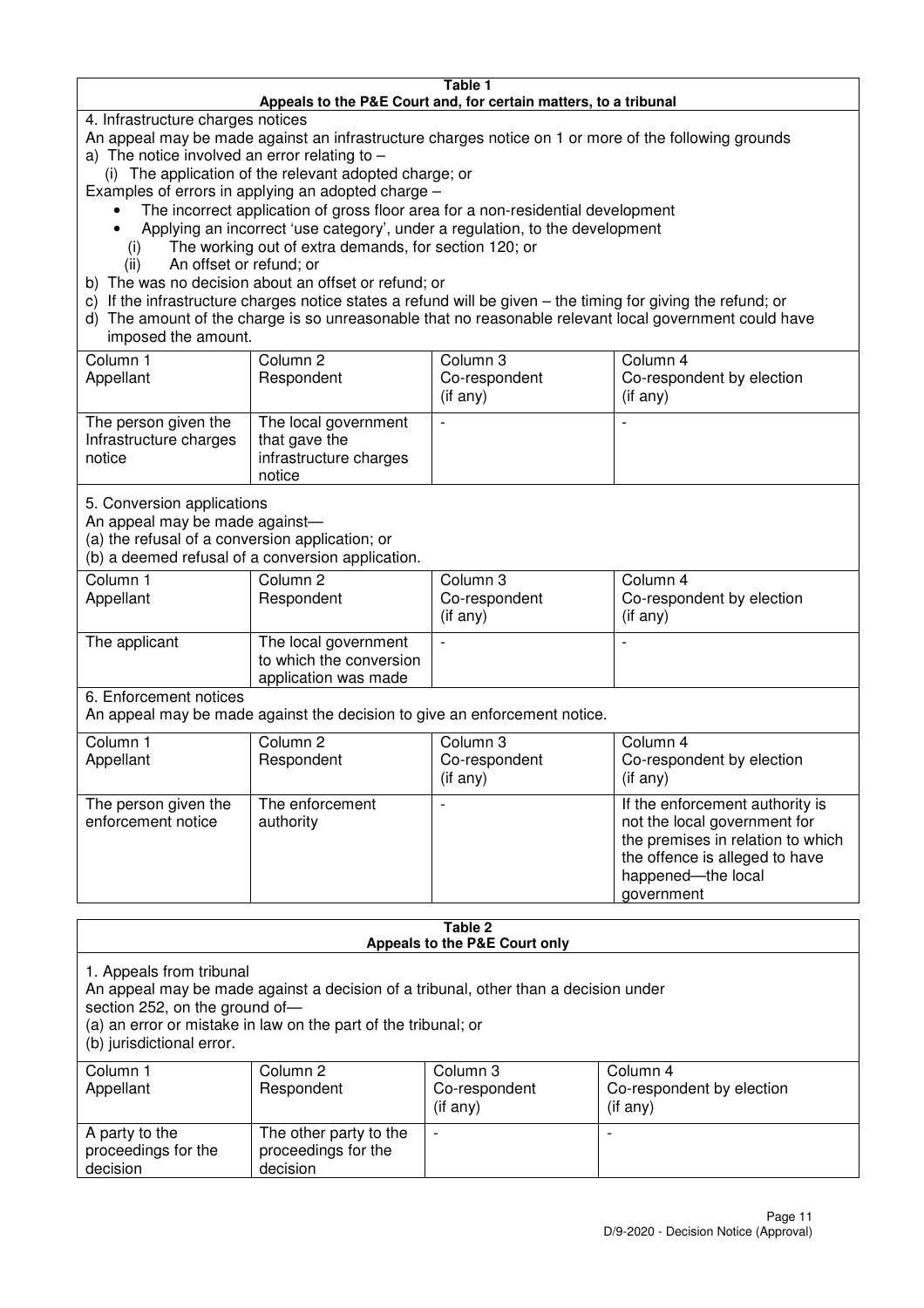**Table 1**
**Appeals to the P&E Court and, for certain matters, to a tribunal**

4. Infrastructure charges notices

An appeal may be made against an infrastructure charges notice on 1 or more of the following grounds

a) The notice involved an error relating to –

(i) The application of the relevant adopted charge; or

Examples of errors in applying an adopted charge –

- The incorrect application of gross floor area for a non-residential development
- Applying an incorrect 'use category', under a regulation, to the development

(i) The working out of extra demands, for section 120; or

(ii) An offset or refund; or

b) The was no decision about an offset or refund; or

c) If the infrastructure charges notice states a refund will be given – the timing for giving the refund; or

d) The amount of the charge is so unreasonable that no reasonable relevant local government could have imposed the amount.

| Column 1<br>Appellant | Column 2<br>Respondent | Column 3<br>Co-respondent<br>(if any) | Column 4<br>Co-respondent by election<br>(if any) |
|---|---|---|---|
| The person given the Infrastructure charges notice | The local government that gave the infrastructure charges notice | - | - |

5. Conversion applications

An appeal may be made against—

(a) the refusal of a conversion application; or

(b) a deemed refusal of a conversion application.

| Column 1<br>Appellant | Column 2<br>Respondent | Column 3<br>Co-respondent<br>(if any) | Column 4<br>Co-respondent by election<br>(if any) |
|---|---|---|---|
| The applicant | The local government to which the conversion application was made | - | - |

6. Enforcement notices

An appeal may be made against the decision to give an enforcement notice.

| Column 1<br>Appellant | Column 2<br>Respondent | Column 3<br>Co-respondent<br>(if any) | Column 4<br>Co-respondent by election<br>(if any) |
|---|---|---|---|
| The person given the enforcement notice | The enforcement authority | - | If the enforcement authority is not the local government for the premises in relation to which the offence is alleged to have happened—the local government |

**Table 2**
**Appeals to the P&E Court only**

1. Appeals from tribunal

An appeal may be made against a decision of a tribunal, other than a decision under section 252, on the ground of—

(a) an error or mistake in law on the part of the tribunal; or

(b) jurisdictional error.

| Column 1<br>Appellant | Column 2<br>Respondent | Column 3<br>Co-respondent<br>(if any) | Column 4<br>Co-respondent by election<br>(if any) |
|---|---|---|---|
| A party to the proceedings for the decision | The other party to the proceedings for the decision | - | - |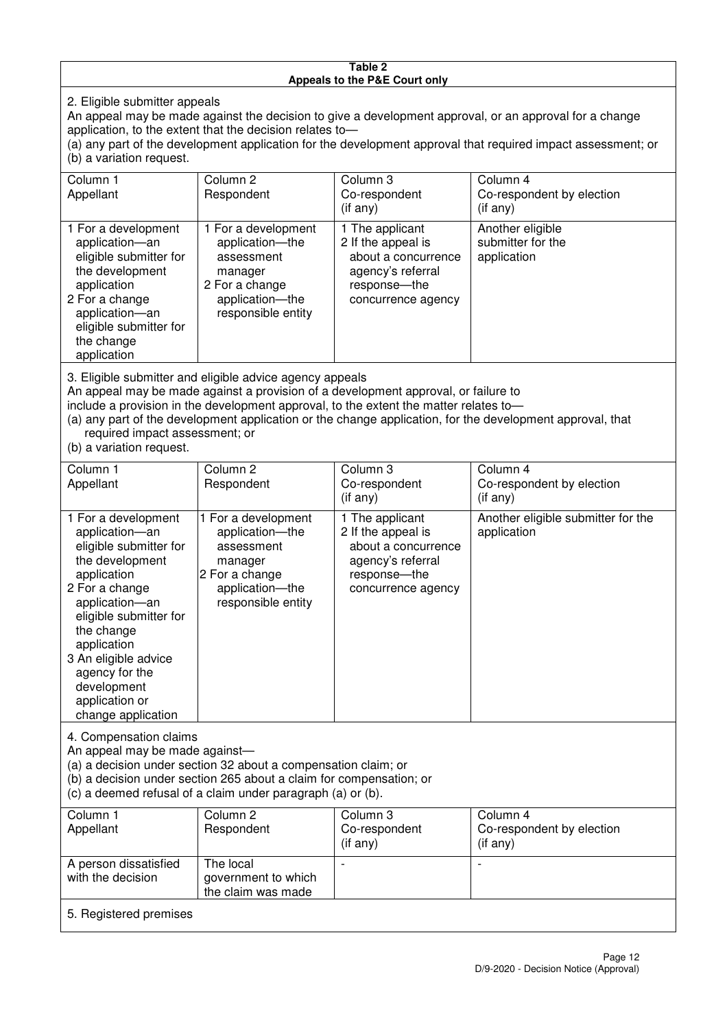**Table 2**
**Appeals to the P&E Court only**

2. Eligible submitter appeals

An appeal may be made against the decision to give a development approval, or an approval for a change application, to the extent that the decision relates to—

(a) any part of the development application for the development approval that required impact assessment; or

(b) a variation request.

| Column 1<br>Appellant | Column 2<br>Respondent | Column 3<br>Co-respondent<br>(if any) | Column 4<br>Co-respondent by election<br>(if any) |
|---|---|---|---|
| 1 For a development application—an eligible submitter for the development application<br>2 For a change application—an eligible submitter for the change application | 1 For a development application—the assessment manager<br>2 For a change application—the responsible entity | 1 The applicant<br>2 If the appeal is about a concurrence agency's referral response—the concurrence agency | Another eligible submitter for the application |

3. Eligible submitter and eligible advice agency appeals

An appeal may be made against a provision of a development approval, or failure to include a provision in the development approval, to the extent the matter relates to—

(a) any part of the development application or the change application, for the development approval, that required impact assessment; or

(b) a variation request.

| Column 1<br>Appellant | Column 2<br>Respondent | Column 3<br>Co-respondent<br>(if any) | Column 4<br>Co-respondent by election<br>(if any) |
|---|---|---|---|
| 1 For a development application—an eligible submitter for the development application<br>2 For a change application—an eligible submitter for the change application<br>3 An eligible advice agency for the development application or change application | 1 For a development application—the assessment manager<br>2 For a change application—the responsible entity | 1 The applicant<br>2 If the appeal is about a concurrence agency's referral response—the concurrence agency | Another eligible submitter for the application |

4. Compensation claims

An appeal may be made against—

(a) a decision under section 32 about a compensation claim; or

(b) a decision under section 265 about a claim for compensation; or

(c) a deemed refusal of a claim under paragraph (a) or (b).

| Column 1<br>Appellant | Column 2<br>Respondent | Column 3<br>Co-respondent<br>(if any) | Column 4<br>Co-respondent by election<br>(if any) |
|---|---|---|---|
| A person dissatisfied with the decision | The local government to which the claim was made | - | - |

5. Registered premises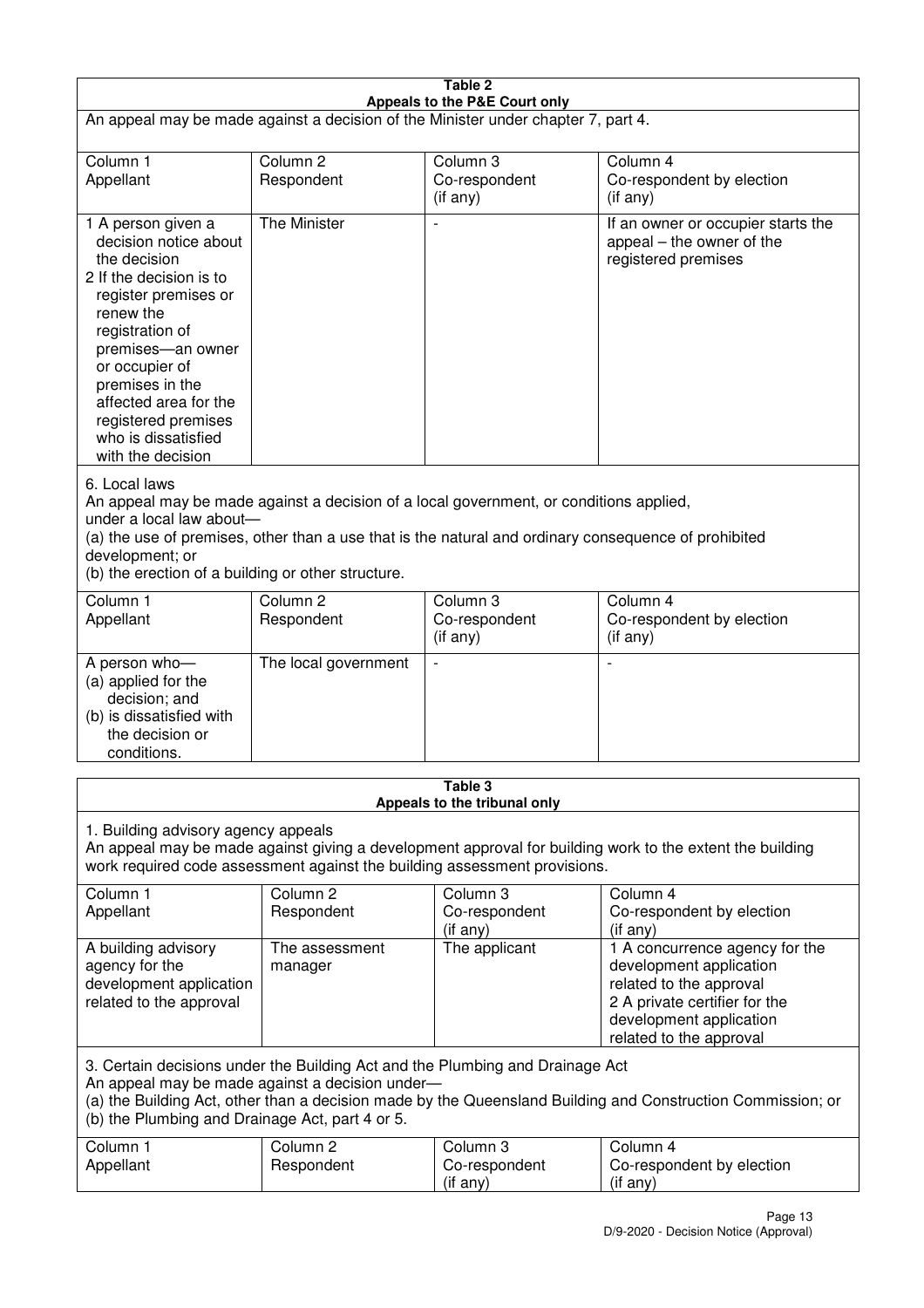**Table 2**
**Appeals to the P&E Court only**

An appeal may be made against a decision of the Minister under chapter 7, part 4.

| Column 1<br>Appellant | Column 2<br>Respondent | Column 3<br>Co-respondent<br>(if any) | Column 4<br>Co-respondent by election<br>(if any) |
|---|---|---|---|
| 1 A person given a decision notice about the decision<br>2 If the decision is to register premises or renew the registration of premises—an owner or occupier of premises in the affected area for the registered premises who is dissatisfied with the decision | The Minister | - | If an owner or occupier starts the appeal – the owner of the registered premises |

6. Local laws

An appeal may be made against a decision of a local government, or conditions applied, under a local law about—

(a) the use of premises, other than a use that is the natural and ordinary consequence of prohibited development; or

(b) the erection of a building or other structure.

| Column 1<br>Appellant | Column 2<br>Respondent | Column 3<br>Co-respondent<br>(if any) | Column 4<br>Co-respondent by election<br>(if any) |
|---|---|---|---|
| A person who—<br>(a) applied for the decision; and<br>(b) is dissatisfied with the decision or conditions. | The local government | - | - |

**Table 3**
**Appeals to the tribunal only**

1. Building advisory agency appeals

An appeal may be made against giving a development approval for building work to the extent the building work required code assessment against the building assessment provisions.

| Column 1<br>Appellant | Column 2<br>Respondent | Column 3<br>Co-respondent<br>(if any) | Column 4<br>Co-respondent by election<br>(if any) |
|---|---|---|---|
| A building advisory agency for the development application related to the approval | The assessment manager | The applicant | 1 A concurrence agency for the development application related to the approval<br>2 A private certifier for the development application related to the approval |

3. Certain decisions under the Building Act and the Plumbing and Drainage Act

An appeal may be made against a decision under—

(a) the Building Act, other than a decision made by the Queensland Building and Construction Commission; or

(b) the Plumbing and Drainage Act, part 4 or 5.

| Column 1<br>Appellant | Column 2<br>Respondent | Column 3<br>Co-respondent<br>(if any) | Column 4<br>Co-respondent by election<br>(if any) |
|---|---|---|---|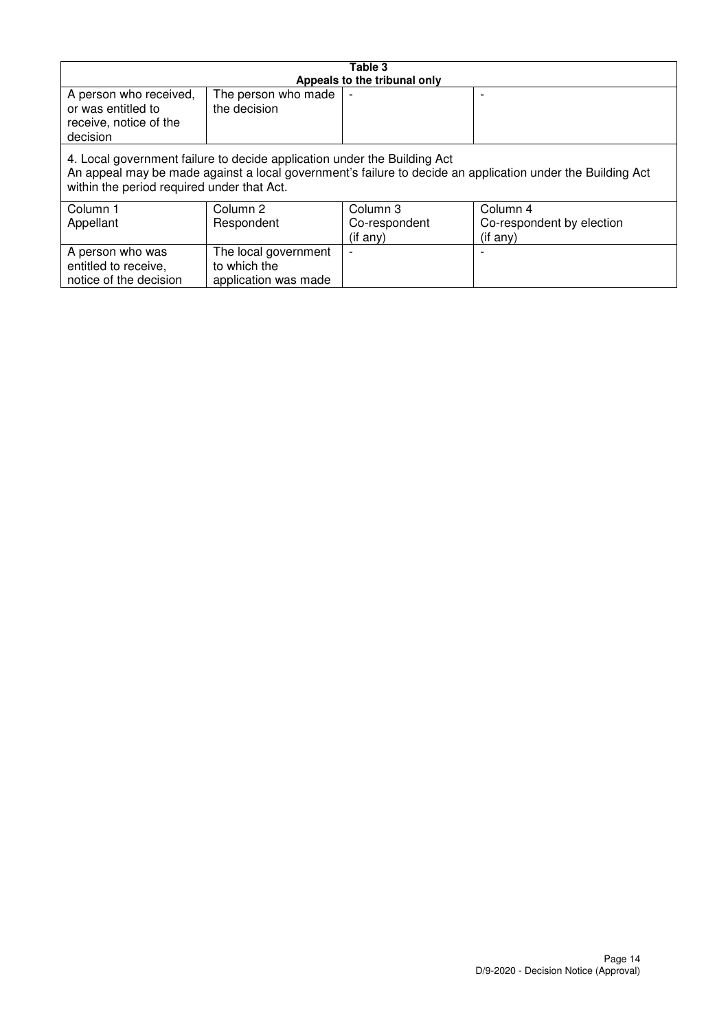| Table 3<br>Appeals to the tribunal only | | | |
|---|---|---|---|
| A person who received, or was entitled to receive, notice of the decision | The person who made the decision | - | - |
| 4. Local government failure to decide application under the Building Act<br>An appeal may be made against a local government's failure to decide an application under the Building Act within the period required under that Act. | | | |
| Column 1<br>Appellant | Column 2<br>Respondent | Column 3<br>Co-respondent<br>(if any) | Column 4<br>Co-respondent by election<br>(if any) |
| A person who was entitled to receive, notice of the decision | The local government to which the application was made | - | - |